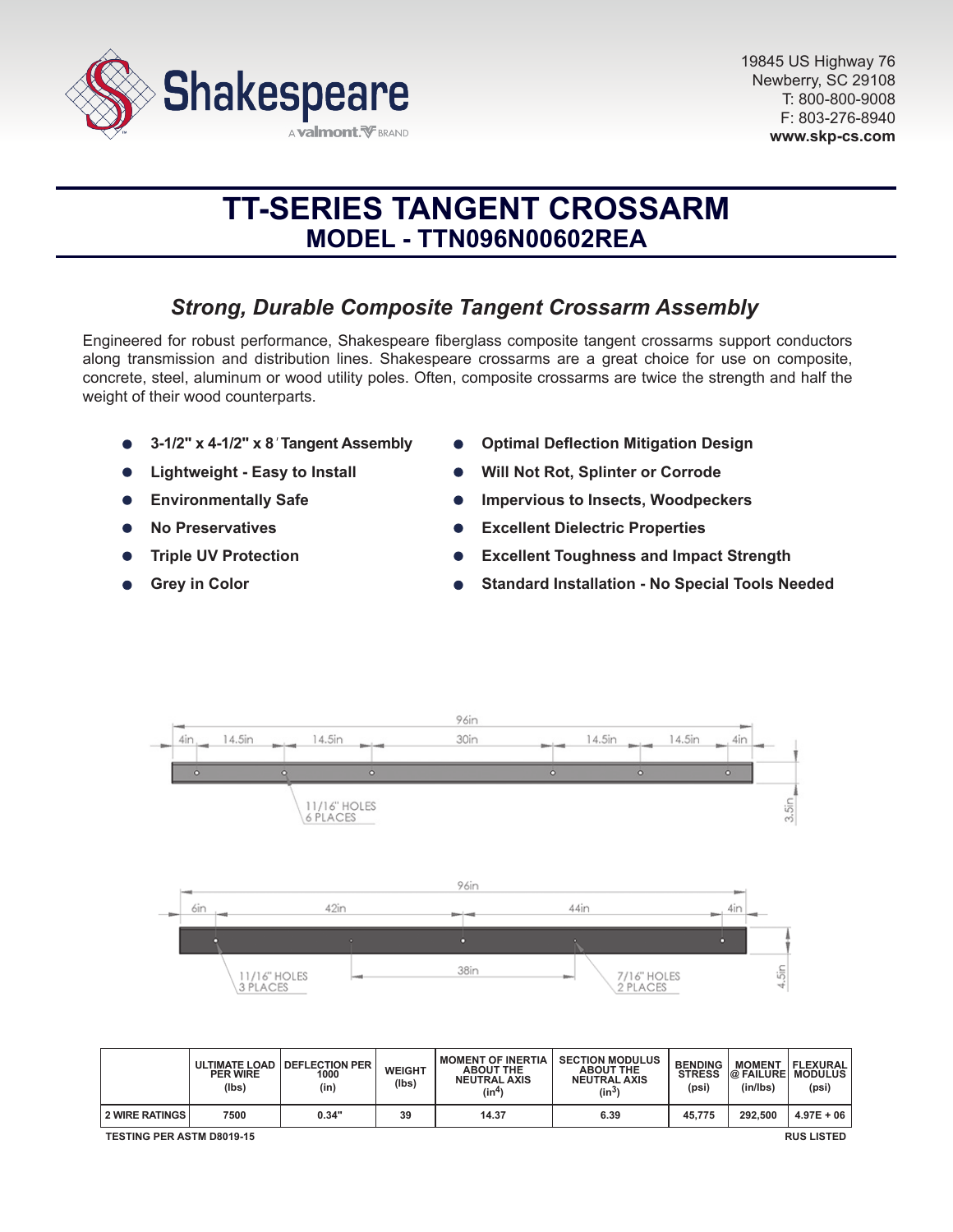Shakespeare

A valmont BRAND

19845 US Highway 76
Newberry, SC 29108
T: 800-800-9008
F: 803-276-8940
**www.skp-cs.com**

# TT-SERIES TANGENT CROSSARM
## MODEL - TTN096N00602REA

### *Strong, Durable Composite Tangent Crossarm Assembly*

Engineered for robust performance, Shakespeare fiberglass composite tangent crossarms support conductors along transmission and distribution lines. Shakespeare crossarms are a great choice for use on composite, concrete, steel, aluminum or wood utility poles. Often, composite crossarms are twice the strength and half the weight of their wood counterparts.

- **3-1/2" x 4-1/2" x 8' Tangent Assembly**
- **Lightweight - Easy to Install**
- **Environmentally Safe**
- **No Preservatives**
- **Triple UV Protection**
- **Grey in Color**
- **Optimal Deflection Mitigation Design**
- **Will Not Rot, Splinter or Corrode**
- **Impervious to Insects, Woodpeckers**
- **Excellent Dielectric Properties**
- **Excellent Toughness and Impact Strength**
- **Standard Installation - No Special Tools Needed**

96in
4in 14.5in 14.5in 30in 14.5in 14.5in 4in
11/16" HOLES 6 PLACES
3.5in

96in
6in 42in 44in 4in
38in
11/16" HOLES 3 PLACES
7/16" HOLES 2 PLACES
4.5in

| | ULTIMATE LOAD PER WIRE (lbs) | DEFLECTION PER 1000 (in) | WEIGHT (lbs) | MOMENT OF INERTIA ABOUT THE NEUTRAL AXIS ($in^4$) | SECTION MODULUS ABOUT THE NEUTRAL AXIS ($in^3$) | BENDING STRESS (psi) | MOMENT @ FAILURE (in/lbs) | FLEXURAL MODULUS (psi) |
|---|---|---|---|---|---|---|---|---|
| 2 WIRE RATINGS | 7500 | 0.34" | 39 | 14.37 | 6.39 | 45,775 | 292,500 | 4.97E + 06 |

TESTING PER ASTM D8019-15

RUS LISTED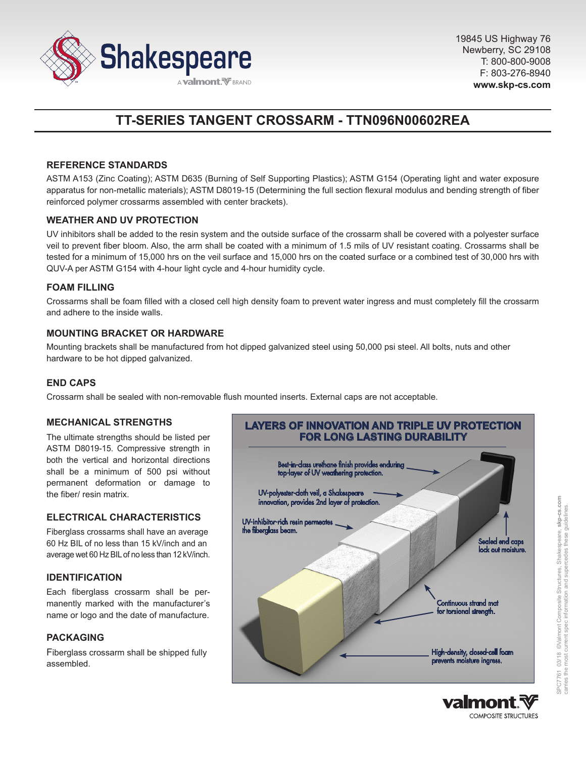# TT-SERIES TANGENT CROSSARM - TTN096N00602REA

19845 US Highway 76
Newberry, SC 29108
T: 800-800-9008
F: 803-276-8940
**www.skp-cs.com**

## REFERENCE STANDARDS

ASTM A153 (Zinc Coating); ASTM D635 (Burning of Self Supporting Plastics); ASTM G154 (Operating light and water exposure apparatus for non-metallic materials); ASTM D8019-15 (Determining the full section flexural modulus and bending strength of fiber reinforced polymer crossarms assembled with center brackets).

## WEATHER AND UV PROTECTION

UV inhibitors shall be added to the resin system and the outside surface of the crossarm shall be covered with a polyester surface veil to prevent fiber bloom. Also, the arm shall be coated with a minimum of 1.5 mils of UV resistant coating. Crossarms shall be tested for a minimum of 15,000 hrs on the veil surface and 15,000 hrs on the coated surface or a combined test of 30,000 hrs with QUV-A per ASTM G154 with 4-hour light cycle and 4-hour humidity cycle.

## FOAM FILLING

Crossarms shall be foam filled with a closed cell high density foam to prevent water ingress and must completely fill the crossarm and adhere to the inside walls.

## MOUNTING BRACKET OR HARDWARE

Mounting brackets shall be manufactured from hot dipped galvanized steel using 50,000 psi steel. All bolts, nuts and other hardware to be hot dipped galvanized.

## END CAPS

Crossarm shall be sealed with non-removable flush mounted inserts. External caps are not acceptable.

## MECHANICAL STRENGTHS

The ultimate strengths should be listed per ASTM D8019-15. Compressive strength in both the vertical and horizontal directions shall be a minimum of 500 psi without permanent deformation or damage to the fiber/ resin matrix.

## ELECTRICAL CHARACTERISTICS

Fiberglass crossarms shall have an average 60 Hz BIL of no less than 15 kV/inch and an average wet 60 Hz BIL of no less than 12 kV/inch.

## IDENTIFICATION

Each fiberglass crossarm shall be permanently marked with the manufacturer's name or logo and the date of manufacture.

## PACKAGING

Fiberglass crossarm shall be shipped fully assembled.

**LAYERS OF INNOVATION AND TRIPLE UV PROTECTION FOR LONG LASTING DURABILITY**

Best-in-class urethane finish provides enduring top-layer of UV weathering protection.

UV-polyester-cloth veil, a Shakespeare innovation, provides 2nd layer of protection.

UV-inhibitor-rich resin permeates the fiberglass beam.

Sealed end caps lock out moisture.

Continuous strand mat for torsional strength.

High-density, closed-cell foam prevents moisture ingress.

SPC7761 03/18 ©Valmont Composite Structures, Shakespeare, **skp-cs.com** carries the most current spec information and supercedes these guidelines.